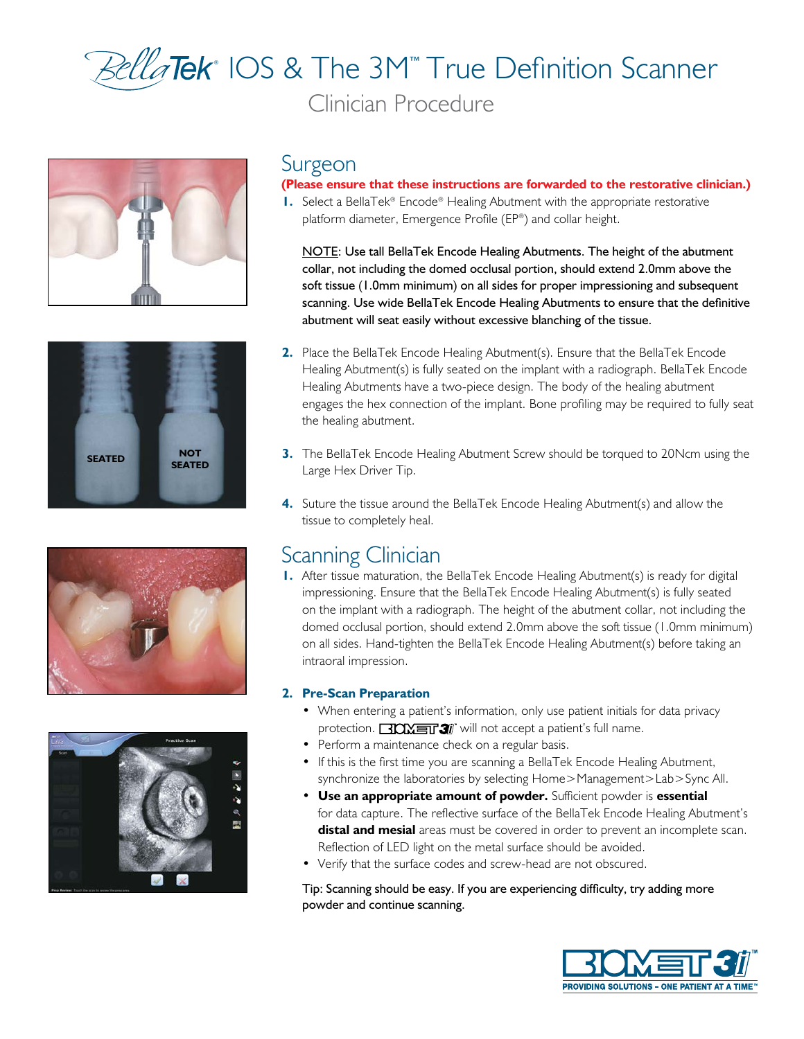# BellaTek® IOS & The 3M™ True Definition Scanner

## Clinician Procedure

## Surgeon

**(Please ensure that these instructions are forwarded to the restorative clinician.)**

1. Select a BellaTek® Encode® Healing Abutment with the appropriate restorative platform diameter, Emergence Profile (EP®) and collar height.

   NOTE: Use tall BellaTek Encode Healing Abutments. The height of the abutment collar, not including the domed occlusal portion, should extend 2.0mm above the soft tissue (1.0mm minimum) on all sides for proper impressioning and subsequent scanning. Use wide BellaTek Encode Healing Abutments to ensure that the definitive abutment will seat easily without excessive blanching of the tissue.

2. Place the BellaTek Encode Healing Abutment(s). Ensure that the BellaTek Encode Healing Abutment(s) is fully seated on the implant with a radiograph. BellaTek Encode Healing Abutments have a two-piece design. The body of the healing abutment engages the hex connection of the implant. Bone profiling may be required to fully seat the healing abutment.

3. The BellaTek Encode Healing Abutment Screw should be torqued to 20Ncm using the Large Hex Driver Tip.

4. Suture the tissue around the BellaTek Encode Healing Abutment(s) and allow the tissue to completely heal.

## Scanning Clinician

1. After tissue maturation, the BellaTek Encode Healing Abutment(s) is ready for digital impressioning. Ensure that the BellaTek Encode Healing Abutment(s) is fully seated on the implant with a radiograph. The height of the abutment collar, not including the domed occlusal portion, should extend 2.0mm above the soft tissue (1.0mm minimum) on all sides. Hand-tighten the BellaTek Encode Healing Abutment(s) before taking an intraoral impression.

2. **Pre-Scan Preparation**
   - When entering a patient's information, only use patient initials for data privacy protection. BIOMET 3i will not accept a patient's full name.
   - Perform a maintenance check on a regular basis.
   - If this is the first time you are scanning a BellaTek Encode Healing Abutment, synchronize the laboratories by selecting Home>Management>Lab>Sync All.
   - **Use an appropriate amount of powder.** Sufficient powder is **essential** for data capture. The reflective surface of the BellaTek Encode Healing Abutment's **distal and mesial** areas must be covered in order to prevent an incomplete scan. Reflection of LED light on the metal surface should be avoided.
   - Verify that the surface codes and screw-head are not obscured.

Tip: Scanning should be easy. If you are experiencing difficulty, try adding more powder and continue scanning.

BIOMET 3i™
PROVIDING SOLUTIONS – ONE PATIENT AT A TIME™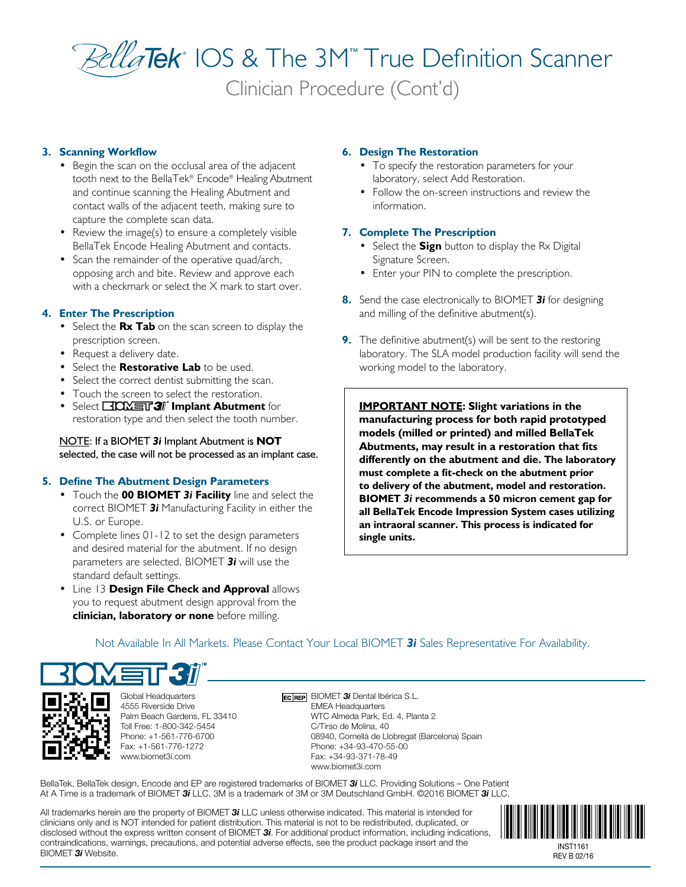# BellaTek® IOS & The 3M™ True Definition Scanner

## Clinician Procedure (Cont'd)

### 3. Scanning Workflow

- Begin the scan on the occlusal area of the adjacent tooth next to the BellaTek® Encode® Healing Abutment and continue scanning the Healing Abutment and contact walls of the adjacent teeth, making sure to capture the complete scan data.
- Review the image(s) to ensure a completely visible BellaTek Encode Healing Abutment and contacts.
- Scan the remainder of the operative quad/arch, opposing arch and bite. Review and approve each with a checkmark or select the X mark to start over.

### 4. Enter The Prescription

- Select the **Rx Tab** on the scan screen to display the prescription screen.
- Request a delivery date.
- Select the **Restorative Lab** to be used.
- Select the correct dentist submitting the scan.
- Touch the screen to select the restoration.
- Select **BIOMET *3i*™ Implant Abutment** for restoration type and then select the tooth number.

NOTE: If a BIOMET ***3i*** Implant Abutment is **NOT** selected, the case will not be processed as an implant case.

### 5. Define The Abutment Design Parameters

- Touch the **00 BIOMET *3i* Facility** line and select the correct BIOMET ***3i*** Manufacturing Facility in either the U.S. or Europe.
- Complete lines 01-12 to set the design parameters and desired material for the abutment. If no design parameters are selected, BIOMET ***3i*** will use the standard default settings.
- Line 13 **Design File Check and Approval** allows you to request abutment design approval from the **clinician, laboratory or none** before milling.

### 6. Design The Restoration

- To specify the restoration parameters for your laboratory, select Add Restoration.
- Follow the on-screen instructions and review the information.

### 7. Complete The Prescription

- Select the **Sign** button to display the Rx Digital Signature Screen.
- Enter your PIN to complete the prescription.

**8.** Send the case electronically to BIOMET ***3i*** for designing and milling of the definitive abutment(s).

**9.** The definitive abutment(s) will be sent to the restoring laboratory. The SLA model production facility will send the working model to the laboratory.

**IMPORTANT NOTE: Slight variations in the manufacturing process for both rapid prototyped models (milled or printed) and milled BellaTek Abutments, may result in a restoration that fits differently on the abutment and die. The laboratory must complete a fit-check on the abutment prior to delivery of the abutment, model and restoration. BIOMET *3i* recommends a 50 micron cement gap for all BellaTek Encode Impression System cases utilizing an intraoral scanner. This process is indicated for single units.**

Not Available In All Markets. Please Contact Your Local BIOMET ***3i*** Sales Representative For Availability.

BIOMET 3i™

Global Headquarters
4555 Riverside Drive
Palm Beach Gardens, FL 33410
Toll Free: 1-800-342-5454
Phone: +1-561-776-6700
Fax: +1-561-776-1272
www.biomet3i.com

EC REP BIOMET ***3i*** Dental Ibérica S.L.
EMEA Headquarters
WTC Almeda Park, Ed. 4, Planta 2
C/Tirso de Molina, 40
08940, Cornellà de Llobregat (Barcelona) Spain
Phone: +34-93-470-55-00
Fax: +34-93-371-78-49
www.biomet3i.com

BellaTek, BellaTek design, Encode and EP are registered trademarks of BIOMET ***3i*** LLC. Providing Solutions – One Patient At A Time is a trademark of BIOMET ***3i*** LLC. 3M is a trademark of 3M or 3M Deutschland GmbH. ©2016 BIOMET ***3i*** LLC.

All trademarks herein are the property of BIOMET ***3i*** LLC unless otherwise indicated. This material is intended for clinicians only and is NOT intended for patient distribution. This material is not to be redistributed, duplicated, or disclosed without the express written consent of BIOMET ***3i***. For additional product information, including indications, contraindications, warnings, precautions, and potential adverse effects, see the product package insert and the BIOMET ***3i*** Website.

INST1161
REV B 02/16